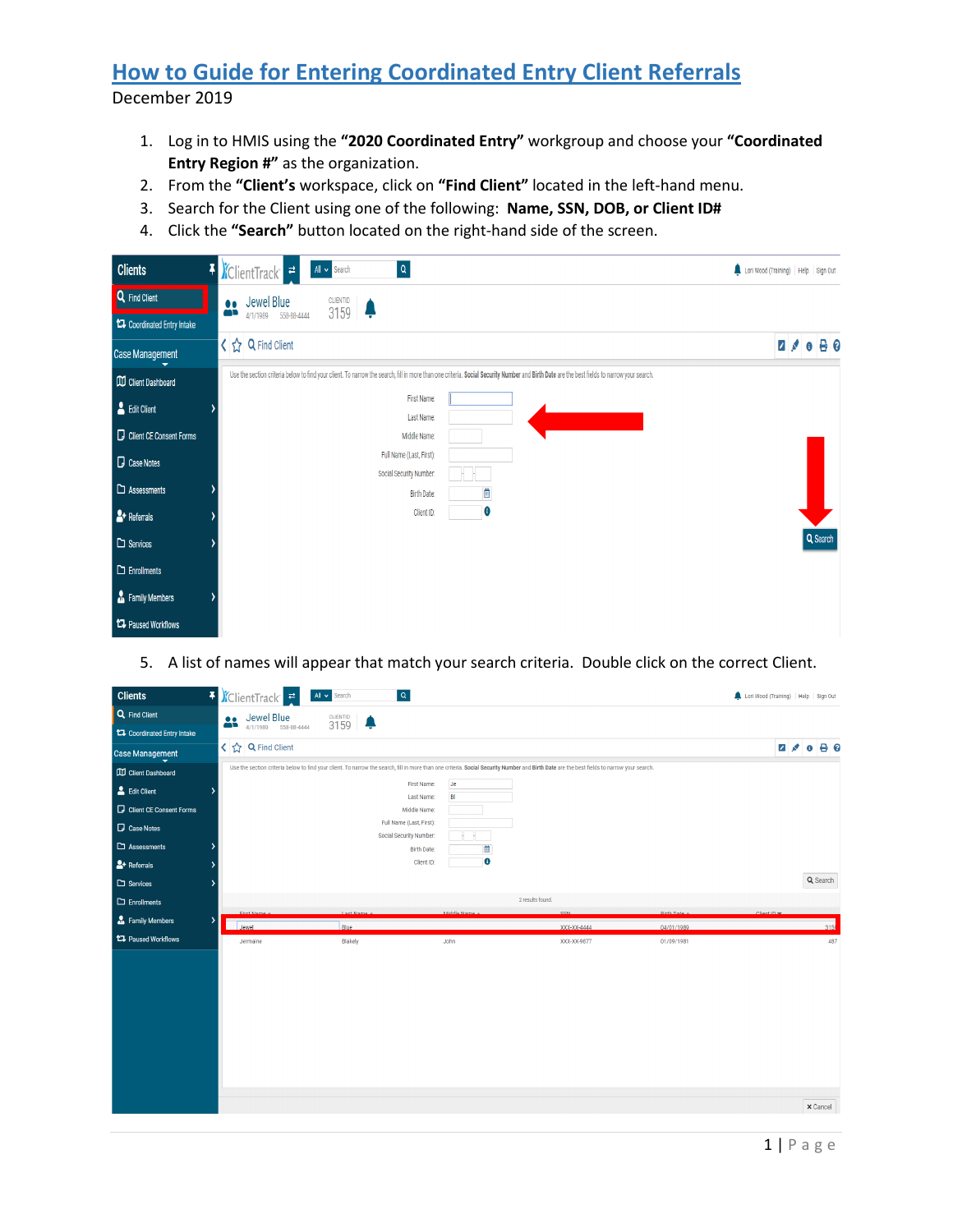# How to Guide for Entering Coordinated Entry Client Referrals

December 2019

1. Log in to HMIS using the **"2020 Coordinated Entry"** workgroup and choose your **"Coordinated Entry Region #"** as the organization.
2. From the **"Client's** workspace, click on **"Find Client"** located in the left-hand menu.
3. Search for the Client using one of the following: **Name, SSN, DOB, or Client ID#**
4. Click the **"Search"** button located on the right-hand side of the screen.

5. A list of names will appear that match your search criteria. Double click on the correct Client.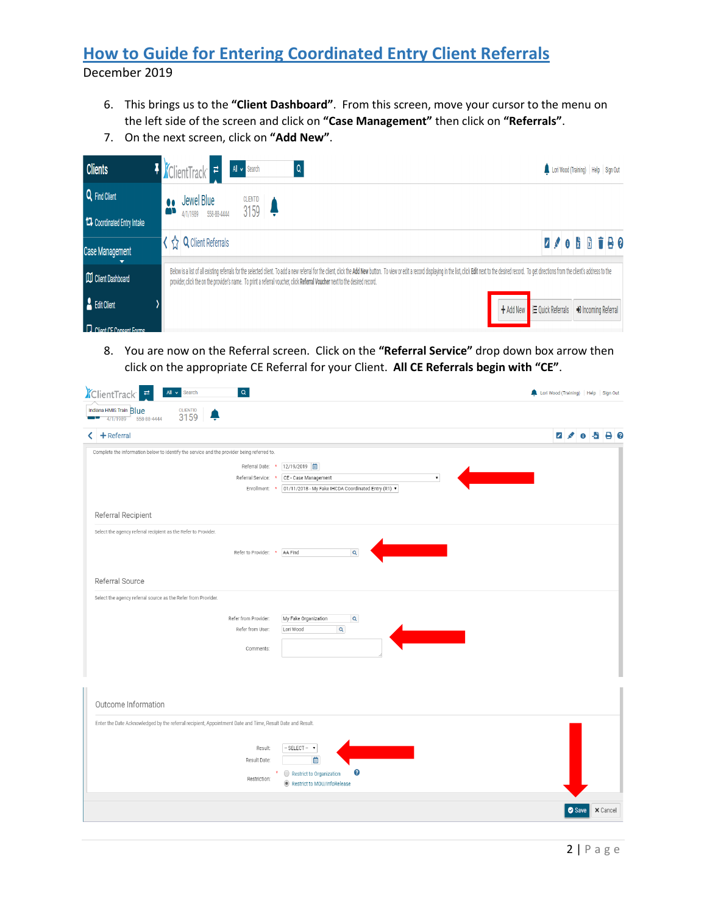# How to Guide for Entering Coordinated Entry Client Referrals

December 2019

6. This brings us to the **"Client Dashboard"**. From this screen, move your cursor to the menu on the left side of the screen and click on **"Case Management"** then click on **"Referrals"**.
7. On the next screen, click on **"Add New"**.

8. You are now on the Referral screen. Click on the **"Referral Service"** drop down box arrow then click on the appropriate CE Referral for your Client. **All CE Referrals begin with "CE"**.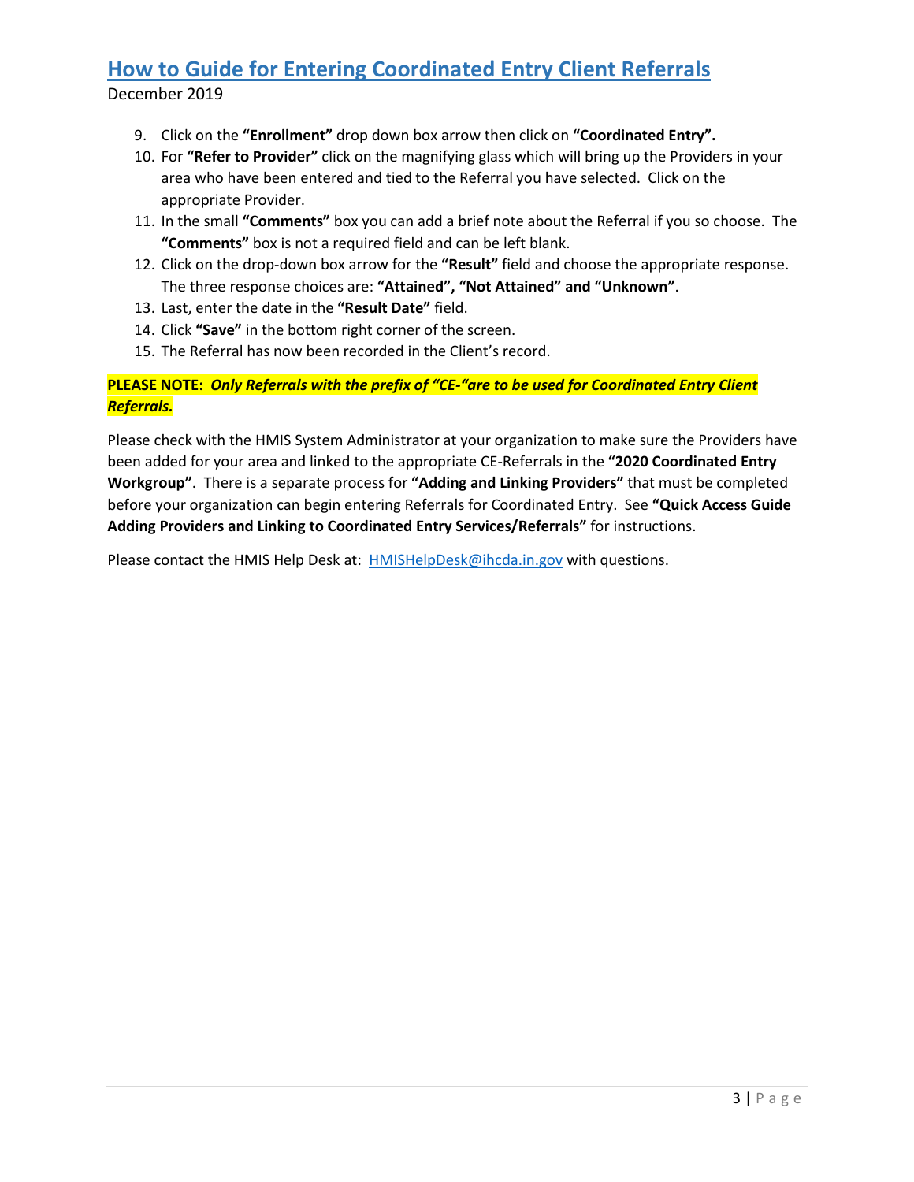# [How to Guide for Entering Coordinated Entry Client Referrals]

December 2019

9. Click on the **"Enrollment"** drop down box arrow then click on **"Coordinated Entry".**
10. For **"Refer to Provider"** click on the magnifying glass which will bring up the Providers in your area who have been entered and tied to the Referral you have selected. Click on the appropriate Provider.
11. In the small **"Comments"** box you can add a brief note about the Referral if you so choose. The **"Comments"** box is not a required field and can be left blank.
12. Click on the drop-down box arrow for the **"Result"** field and choose the appropriate response. The three response choices are: **"Attained", "Not Attained" and "Unknown"**.
13. Last, enter the date in the **"Result Date"** field.
14. Click **"Save"** in the bottom right corner of the screen.
15. The Referral has now been recorded in the Client's record.

**PLEASE NOTE:** ***Only Referrals with the prefix of "CE-"are to be used for Coordinated Entry Client Referrals.***

Please check with the HMIS System Administrator at your organization to make sure the Providers have been added for your area and linked to the appropriate CE-Referrals in the **"2020 Coordinated Entry Workgroup"**. There is a separate process for **"Adding and Linking Providers"** that must be completed before your organization can begin entering Referrals for Coordinated Entry. See **"Quick Access Guide Adding Providers and Linking to Coordinated Entry Services/Referrals"** for instructions.

Please contact the HMIS Help Desk at: HMISHelpDesk@ihcda.in.gov with questions.